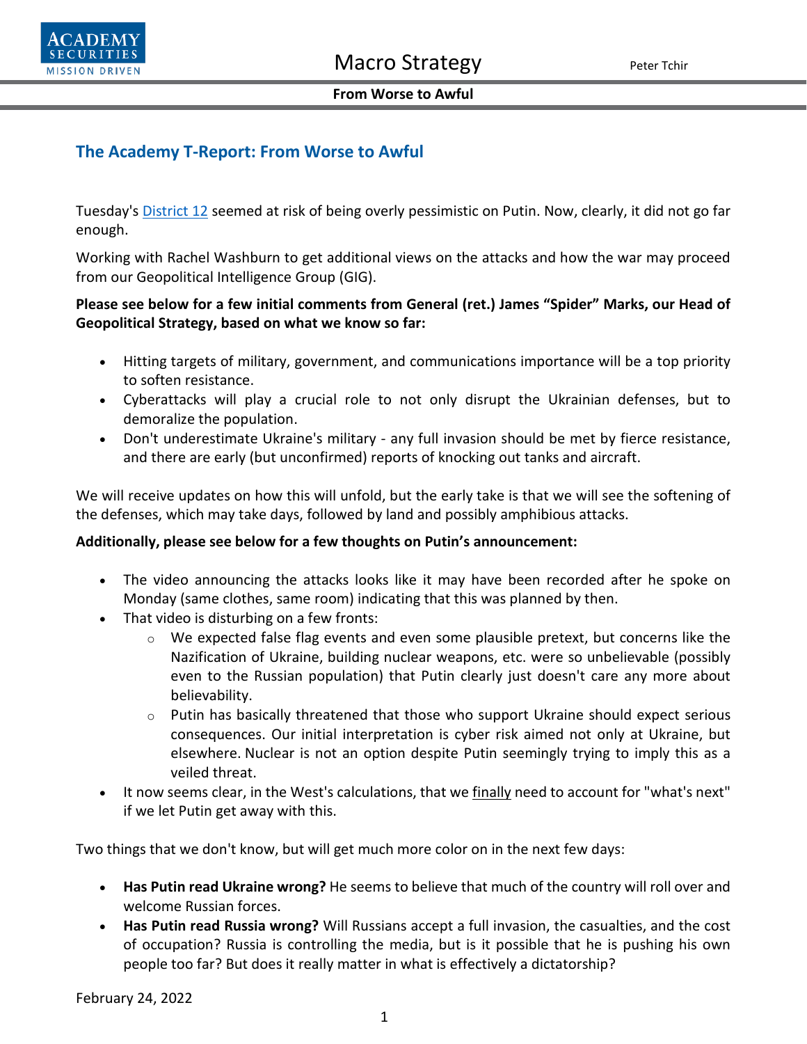## The Academy T-Report: From Worse to Awful

Tuesday's District 12 seemed at risk of being overly pessimistic on Putin. Now, clearly, it did not go far enough.

Working with Rachel Washburn to get additional views on the attacks and how the war may proceed from our Geopolitical Intelligence Group (GIG).

**Please see below for a few initial comments from General (ret.) James "Spider" Marks, our Head of Geopolitical Strategy, based on what we know so far:**

- Hitting targets of military, government, and communications importance will be a top priority to soften resistance.
- Cyberattacks will play a crucial role to not only disrupt the Ukrainian defenses, but to demoralize the population.
- Don't underestimate Ukraine's military - any full invasion should be met by fierce resistance, and there are early (but unconfirmed) reports of knocking out tanks and aircraft.

We will receive updates on how this will unfold, but the early take is that we will see the softening of the defenses, which may take days, followed by land and possibly amphibious attacks.

**Additionally, please see below for a few thoughts on Putin's announcement:**

- The video announcing the attacks looks like it may have been recorded after he spoke on Monday (same clothes, same room) indicating that this was planned by then.
- That video is disturbing on a few fronts:
  - We expected false flag events and even some plausible pretext, but concerns like the Nazification of Ukraine, building nuclear weapons, etc. were so unbelievable (possibly even to the Russian population) that Putin clearly just doesn't care any more about believability.
  - Putin has basically threatened that those who support Ukraine should expect serious consequences. Our initial interpretation is cyber risk aimed not only at Ukraine, but elsewhere. Nuclear is not an option despite Putin seemingly trying to imply this as a veiled threat.
- It now seems clear, in the West's calculations, that we finally need to account for "what's next" if we let Putin get away with this.

Two things that we don't know, but will get much more color on in the next few days:

- **Has Putin read Ukraine wrong?** He seems to believe that much of the country will roll over and welcome Russian forces.
- **Has Putin read Russia wrong?** Will Russians accept a full invasion, the casualties, and the cost of occupation? Russia is controlling the media, but is it possible that he is pushing his own people too far? But does it really matter in what is effectively a dictatorship?

February 24, 2022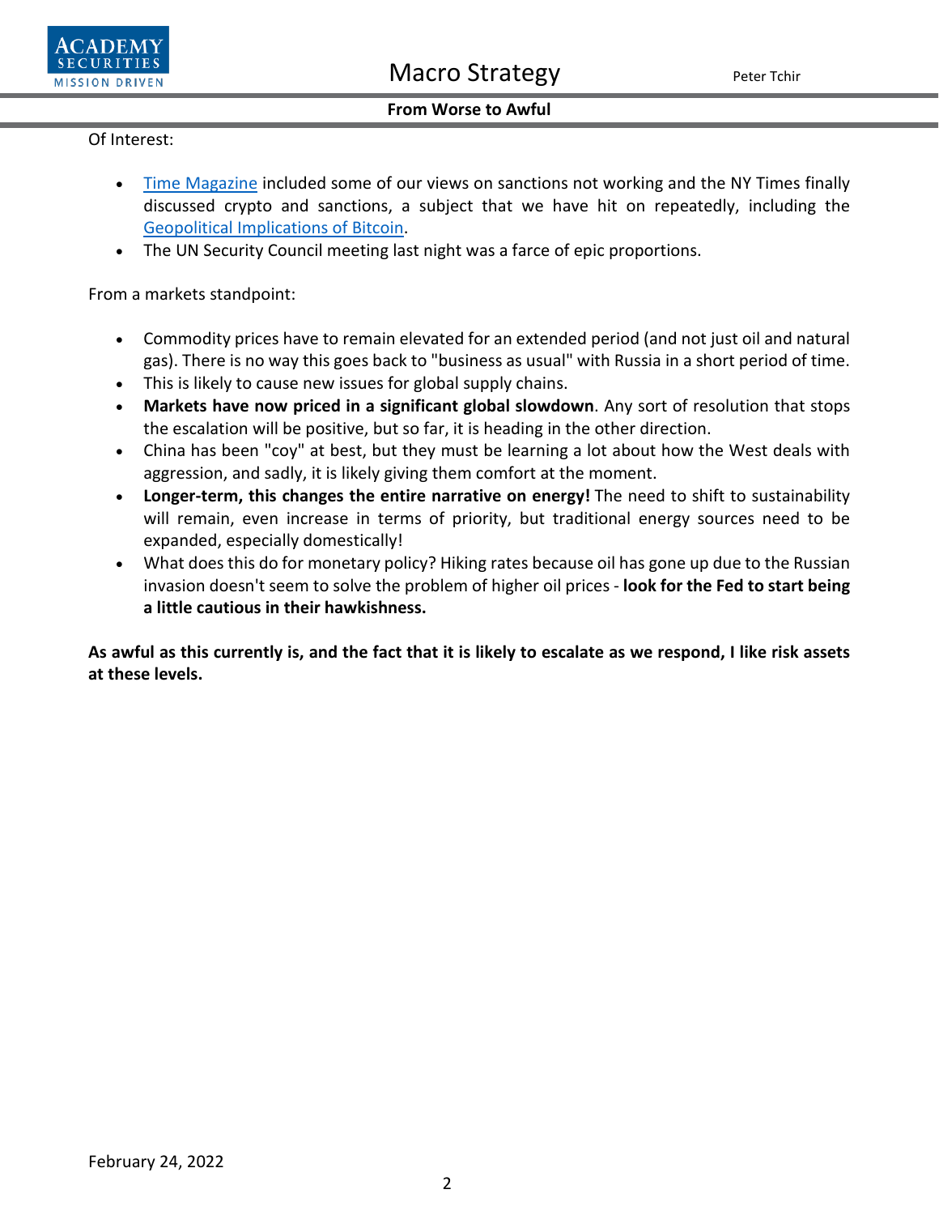Of Interest:

- Time Magazine included some of our views on sanctions not working and the NY Times finally discussed crypto and sanctions, a subject that we have hit on repeatedly, including the Geopolitical Implications of Bitcoin.
- The UN Security Council meeting last night was a farce of epic proportions.

From a markets standpoint:

- Commodity prices have to remain elevated for an extended period (and not just oil and natural gas). There is no way this goes back to "business as usual" with Russia in a short period of time.
- This is likely to cause new issues for global supply chains.
- **Markets have now priced in a significant global slowdown**. Any sort of resolution that stops the escalation will be positive, but so far, it is heading in the other direction.
- China has been "coy" at best, but they must be learning a lot about how the West deals with aggression, and sadly, it is likely giving them comfort at the moment.
- **Longer-term, this changes the entire narrative on energy!** The need to shift to sustainability will remain, even increase in terms of priority, but traditional energy sources need to be expanded, especially domestically!
- What does this do for monetary policy? Hiking rates because oil has gone up due to the Russian invasion doesn't seem to solve the problem of higher oil prices - **look for the Fed to start being a little cautious in their hawkishness.**

**As awful as this currently is, and the fact that it is likely to escalate as we respond, I like risk assets at these levels.**